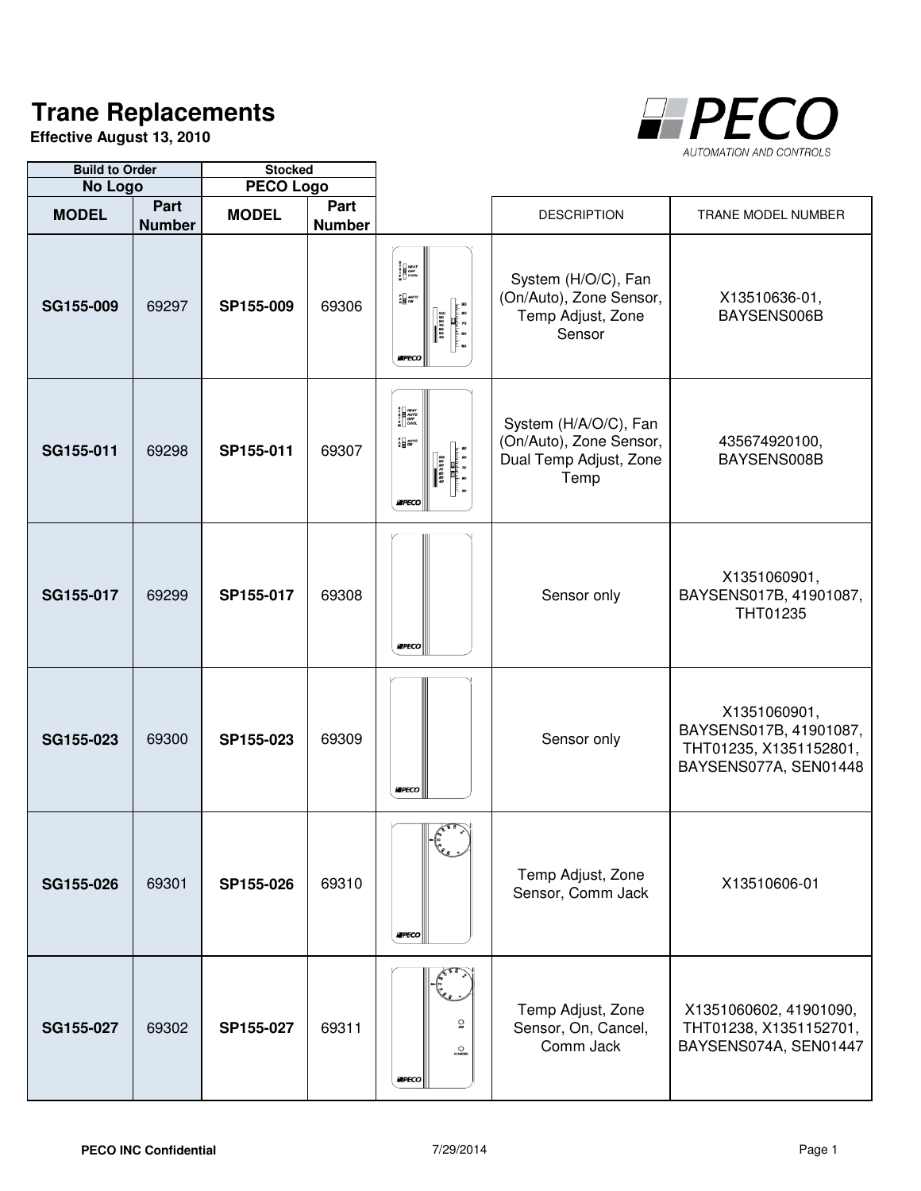# Trane Replacements

**Effective August 13, 2010**

| Build to Order | | Stocked | | | | |
|---|---|---|---|---|---|---|
| No Logo | | PECO Logo | | | | |
| **MODEL** | **Part Number** | **MODEL** | **Part Number** | | DESCRIPTION | TRANE MODEL NUMBER |
| **SG155-009** | 69297 | **SP155-009** | 69306 | | System (H/O/C), Fan (On/Auto), Zone Sensor, Temp Adjust, Zone Sensor | X13510636-01, BAYSENS006B |
| **SG155-011** | 69298 | **SP155-011** | 69307 | | System (H/A/O/C), Fan (On/Auto), Zone Sensor, Dual Temp Adjust, Zone Temp | 435674920100, BAYSENS008B |
| **SG155-017** | 69299 | **SP155-017** | 69308 | | Sensor only | X1351060901, BAYSENS017B, 41901087, THT01235 |
| **SG155-023** | 69300 | **SP155-023** | 69309 | | Sensor only | X1351060901, BAYSENS017B, 41901087, THT01235, X1351152801, BAYSENS077A, SEN01448 |
| **SG155-026** | 69301 | **SP155-026** | 69310 | | Temp Adjust, Zone Sensor, Comm Jack | X13510606-01 |
| **SG155-027** | 69302 | **SP155-027** | 69311 | | Temp Adjust, Zone Sensor, On, Cancel, Comm Jack | X1351060602, 41901090, THT01238, X1351152701, BAYSENS074A, SEN01447 |

PECO INC Confidential 7/29/2014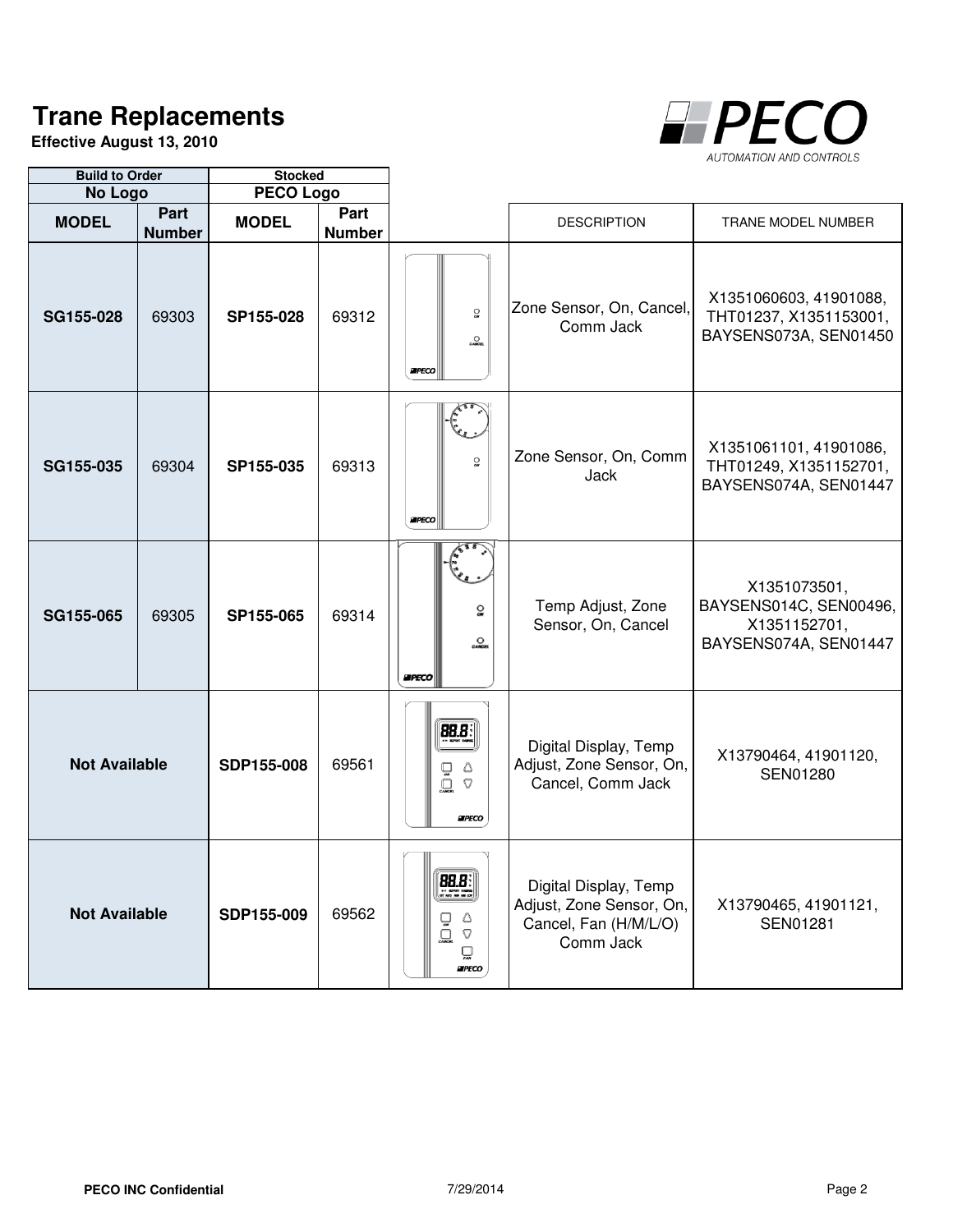# Trane Replacements

**Effective August 13, 2010**

| Build to Order | | Stocked | | | | |
|---|---|---|---|---|---|---|
| **No Logo** | | **PECO Logo** | | | | |
| **MODEL** | **Part Number** | **MODEL** | **Part Number** | | DESCRIPTION | TRANE MODEL NUMBER |
| **SG155-028** | 69303 | **SP155-028** | 69312 | | Zone Sensor, On, Cancel, Comm Jack | X1351060603, 41901088, THT01237, X1351153001, BAYSENS073A, SEN01450 |
| **SG155-035** | 69304 | **SP155-035** | 69313 | | Zone Sensor, On, Comm Jack | X1351061101, 41901086, THT01249, X1351152701, BAYSENS074A, SEN01447 |
| **SG155-065** | 69305 | **SP155-065** | 69314 | | Temp Adjust, Zone Sensor, On, Cancel | X1351073501, BAYSENS014C, SEN00496, X1351152701, BAYSENS074A, SEN01447 |
| **Not Available** | | **SDP155-008** | 69561 | | Digital Display, Temp Adjust, Zone Sensor, On, Cancel, Comm Jack | X13790464, 41901120, SEN01280 |
| **Not Available** | | **SDP155-009** | 69562 | | Digital Display, Temp Adjust, Zone Sensor, On, Cancel, Fan (H/M/L/O) Comm Jack | X13790465, 41901121, SEN01281 |

PECO INC Confidential